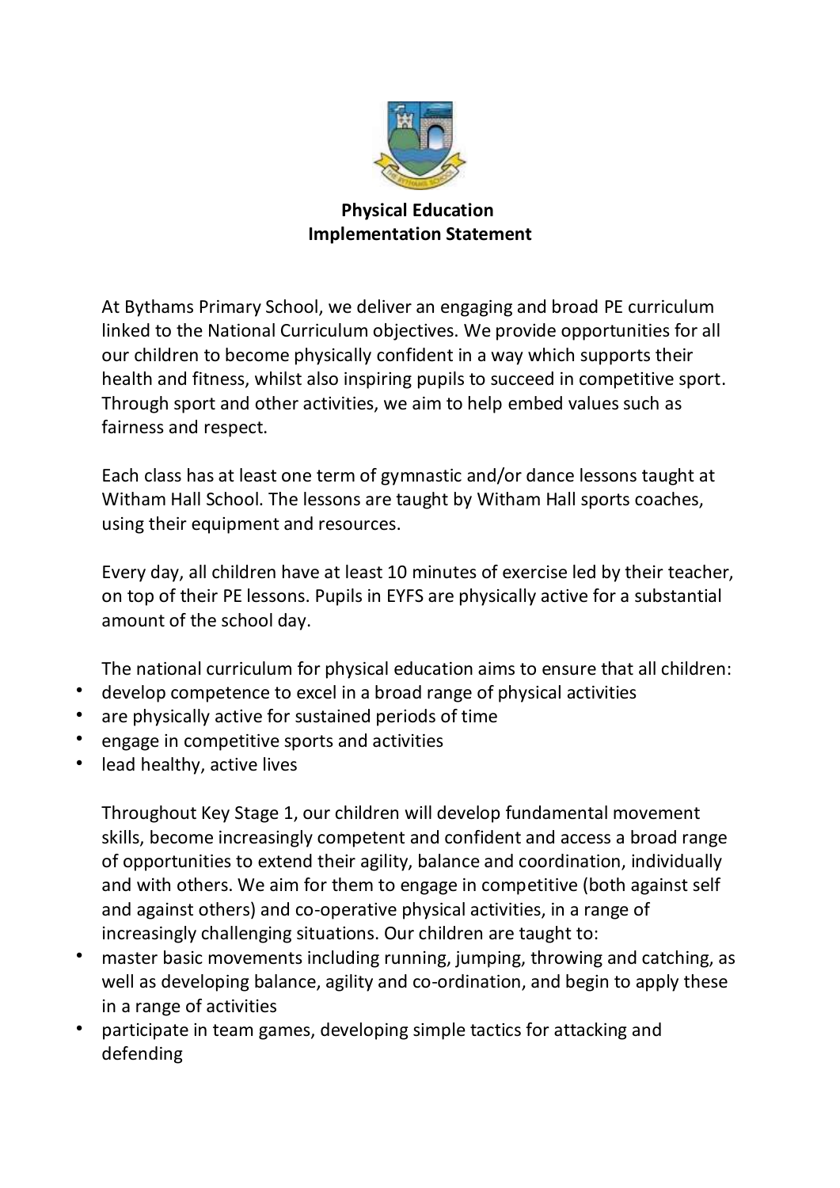# Physical Education
## Implementation Statement

At Bythams Primary School, we deliver an engaging and broad PE curriculum linked to the National Curriculum objectives. We provide opportunities for all our children to become physically confident in a way which supports their health and fitness, whilst also inspiring pupils to succeed in competitive sport. Through sport and other activities, we aim to help embed values such as fairness and respect.

Each class has at least one term of gymnastic and/or dance lessons taught at Witham Hall School. The lessons are taught by Witham Hall sports coaches, using their equipment and resources.

Every day, all children have at least 10 minutes of exercise led by their teacher, on top of their PE lessons. Pupils in EYFS are physically active for a substantial amount of the school day.

The national curriculum for physical education aims to ensure that all children:

- develop competence to excel in a broad range of physical activities
- are physically active for sustained periods of time
- engage in competitive sports and activities
- lead healthy, active lives

Throughout Key Stage 1, our children will develop fundamental movement skills, become increasingly competent and confident and access a broad range of opportunities to extend their agility, balance and coordination, individually and with others. We aim for them to engage in competitive (both against self and against others) and co-operative physical activities, in a range of increasingly challenging situations. Our children are taught to:

- master basic movements including running, jumping, throwing and catching, as well as developing balance, agility and co-ordination, and begin to apply these in a range of activities
- participate in team games, developing simple tactics for attacking and defending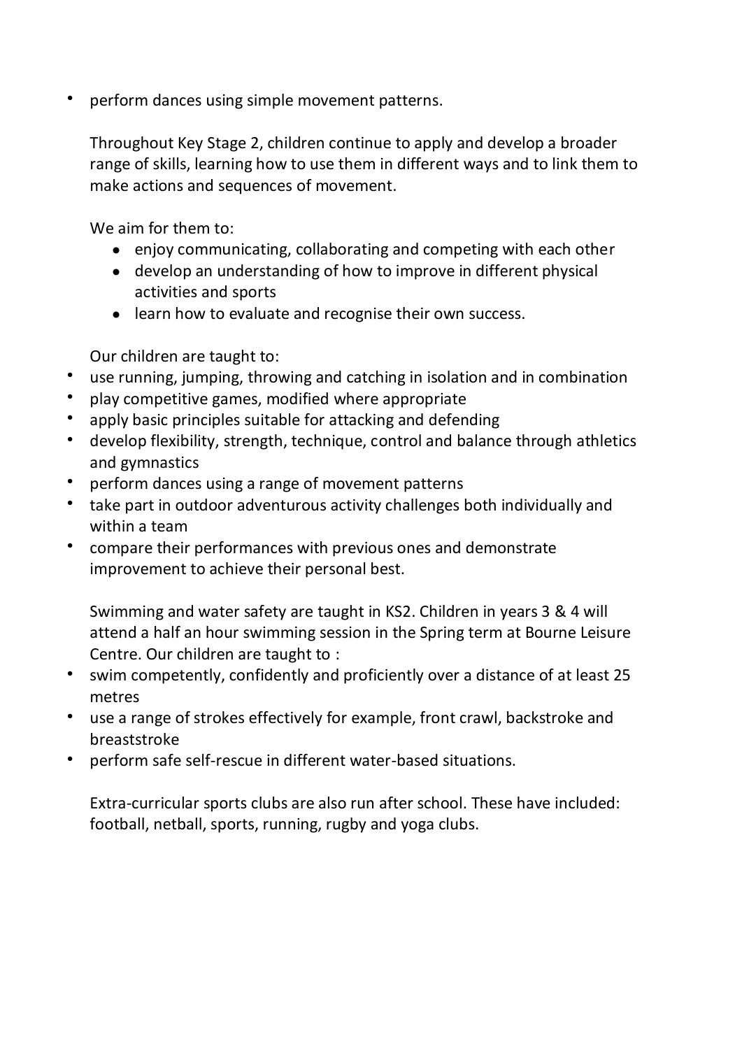- perform dances using simple movement patterns.

Throughout Key Stage 2, children continue to apply and develop a broader range of skills, learning how to use them in different ways and to link them to make actions and sequences of movement.

We aim for them to:

- enjoy communicating, collaborating and competing with each other
- develop an understanding of how to improve in different physical activities and sports
- learn how to evaluate and recognise their own success.

Our children are taught to:

- use running, jumping, throwing and catching in isolation and in combination
- play competitive games, modified where appropriate
- apply basic principles suitable for attacking and defending
- develop flexibility, strength, technique, control and balance through athletics and gymnastics
- perform dances using a range of movement patterns
- take part in outdoor adventurous activity challenges both individually and within a team
- compare their performances with previous ones and demonstrate improvement to achieve their personal best.

Swimming and water safety are taught in KS2. Children in years 3 & 4 will attend a half an hour swimming session in the Spring term at Bourne Leisure Centre. Our children are taught to :

- swim competently, confidently and proficiently over a distance of at least 25 metres
- use a range of strokes effectively for example, front crawl, backstroke and breaststroke
- perform safe self-rescue in different water-based situations.

Extra-curricular sports clubs are also run after school. These have included: football, netball, sports, running, rugby and yoga clubs.